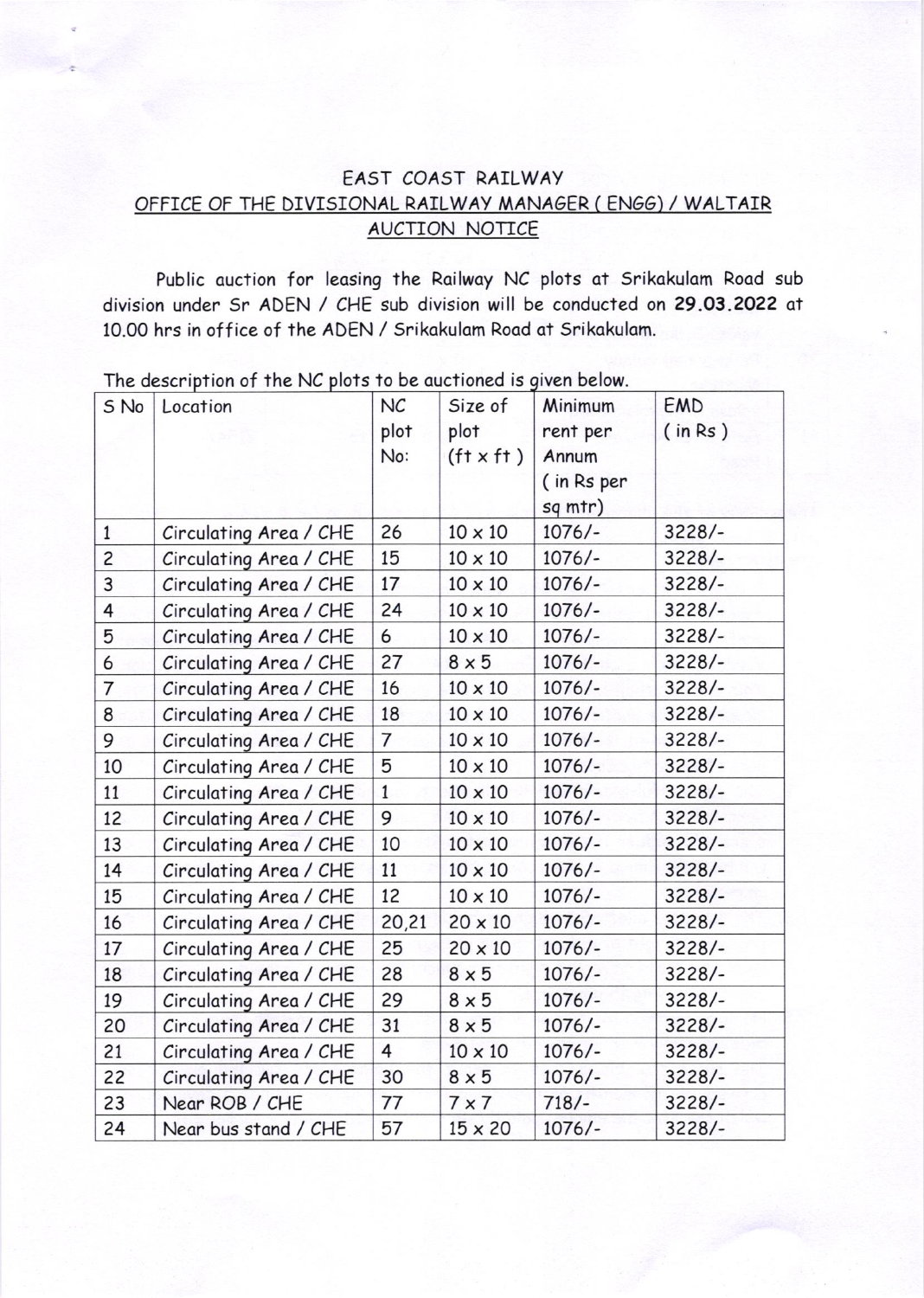# EAST COAST RAILWAY

## OFFICE OF THE DIVISIONAL RAILWAY MANAGER ( ENGG) / WALTAIR

## AUCTION NOTICE

Public auction for leasing the Railway NC plots at Srikakulam Road sub division under Sr ADEN / CHE sub division will be conducted on **29.03.2022** at 10.00 hrs in office of the ADEN / Srikakulam Road at Srikakulam.

The description of the NC plots to be auctioned is given below.

| S No | Location | NC plot No: | Size of plot (ft x ft ) | Minimum rent per Annum ( in Rs per sq mtr) | EMD ( in Rs ) |
|---|---|---|---|---|---|
| 1 | Circulating Area / CHE | 26 | 10 x 10 | 1076/- | 3228/- |
| 2 | Circulating Area / CHE | 15 | 10 x 10 | 1076/- | 3228/- |
| 3 | Circulating Area / CHE | 17 | 10 x 10 | 1076/- | 3228/- |
| 4 | Circulating Area / CHE | 24 | 10 x 10 | 1076/- | 3228/- |
| 5 | Circulating Area / CHE | 6 | 10 x 10 | 1076/- | 3228/- |
| 6 | Circulating Area / CHE | 27 | 8 x 5 | 1076/- | 3228/- |
| 7 | Circulating Area / CHE | 16 | 10 x 10 | 1076/- | 3228/- |
| 8 | Circulating Area / CHE | 18 | 10 x 10 | 1076/- | 3228/- |
| 9 | Circulating Area / CHE | 7 | 10 x 10 | 1076/- | 3228/- |
| 10 | Circulating Area / CHE | 5 | 10 x 10 | 1076/- | 3228/- |
| 11 | Circulating Area / CHE | 1 | 10 x 10 | 1076/- | 3228/- |
| 12 | Circulating Area / CHE | 9 | 10 x 10 | 1076/- | 3228/- |
| 13 | Circulating Area / CHE | 10 | 10 x 10 | 1076/- | 3228/- |
| 14 | Circulating Area / CHE | 11 | 10 x 10 | 1076/- | 3228/- |
| 15 | Circulating Area / CHE | 12 | 10 x 10 | 1076/- | 3228/- |
| 16 | Circulating Area / CHE | 20,21 | 20 x 10 | 1076/- | 3228/- |
| 17 | Circulating Area / CHE | 25 | 20 x 10 | 1076/- | 3228/- |
| 18 | Circulating Area / CHE | 28 | 8 x 5 | 1076/- | 3228/- |
| 19 | Circulating Area / CHE | 29 | 8 x 5 | 1076/- | 3228/- |
| 20 | Circulating Area / CHE | 31 | 8 x 5 | 1076/- | 3228/- |
| 21 | Circulating Area / CHE | 4 | 10 x 10 | 1076/- | 3228/- |
| 22 | Circulating Area / CHE | 30 | 8 x 5 | 1076/- | 3228/- |
| 23 | Near ROB / CHE | 77 | 7 x 7 | 718/- | 3228/- |
| 24 | Near bus stand / CHE | 57 | 15 x 20 | 1076/- | 3228/- |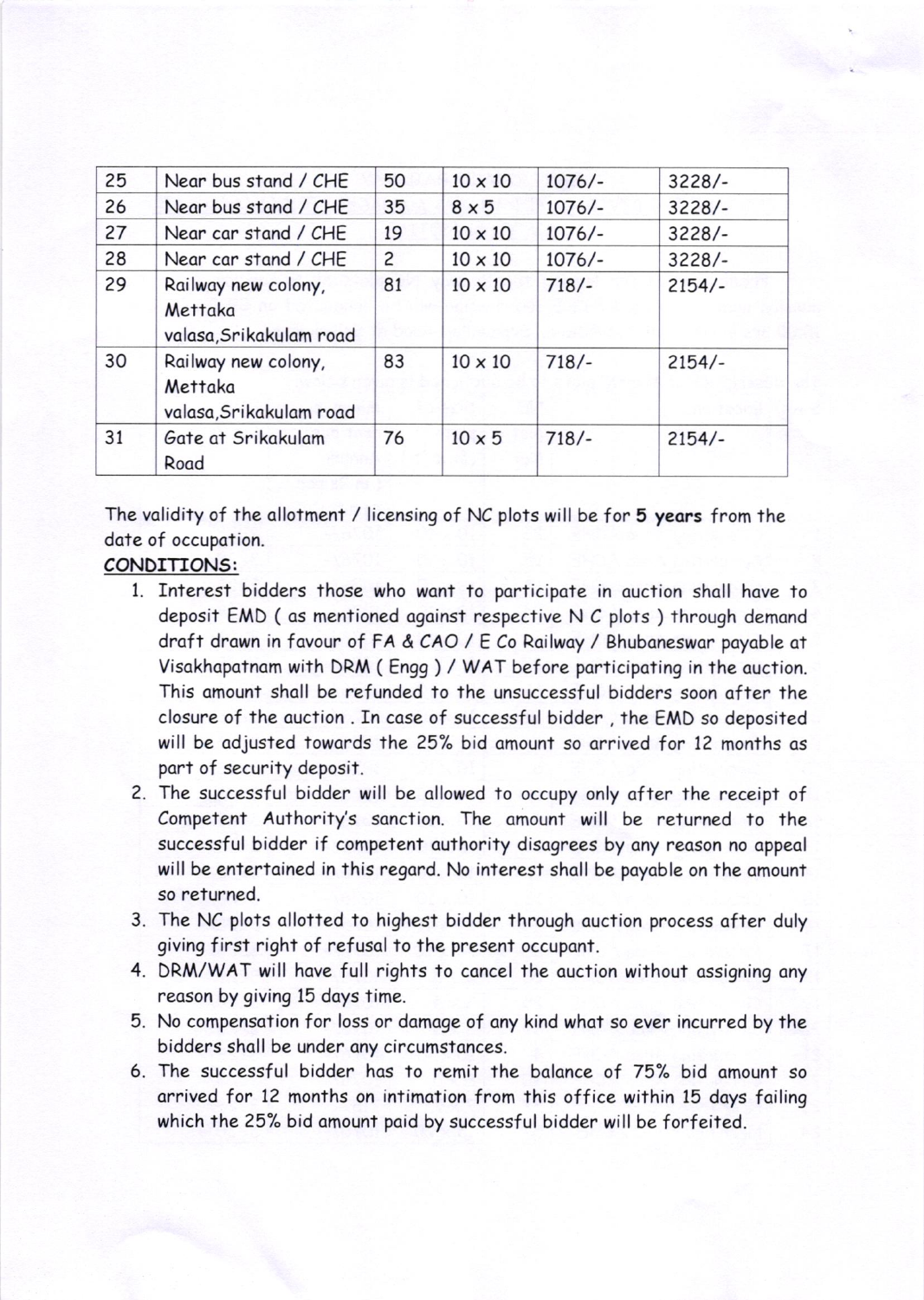| | | | | | |
|---|---|---|---|---|---|
| 25 | Near bus stand / CHE | 50 | 10 x 10 | 1076/- | 3228/- |
| 26 | Near bus stand / CHE | 35 | 8 x 5 | 1076/- | 3228/- |
| 27 | Near car stand / CHE | 19 | 10 x 10 | 1076/- | 3228/- |
| 28 | Near car stand / CHE | 2 | 10 x 10 | 1076/- | 3228/- |
| 29 | Railway new colony, Mettaka valasa,Srikakulam road | 81 | 10 x 10 | 718/- | 2154/- |
| 30 | Railway new colony, Mettaka valasa,Srikakulam road | 83 | 10 x 10 | 718/- | 2154/- |
| 31 | Gate at Srikakulam Road | 76 | 10 x 5 | 718/- | 2154/- |

The validity of the allotment / licensing of NC plots will be for **5 years** from the date of occupation.

**CONDITIONS:**

1. Interest bidders those who want to participate in auction shall have to deposit EMD ( as mentioned against respective N C plots ) through demand draft drawn in favour of FA & CAO / E Co Railway / Bhubaneswar payable at Visakhapatnam with DRM ( Engg ) / WAT before participating in the auction. This amount shall be refunded to the unsuccessful bidders soon after the closure of the auction . In case of successful bidder , the EMD so deposited will be adjusted towards the 25% bid amount so arrived for 12 months as part of security deposit.
2. The successful bidder will be allowed to occupy only after the receipt of Competent Authority's sanction. The amount will be returned to the successful bidder if competent authority disagrees by any reason no appeal will be entertained in this regard. No interest shall be payable on the amount so returned.
3. The NC plots allotted to highest bidder through auction process after duly giving first right of refusal to the present occupant.
4. DRM/WAT will have full rights to cancel the auction without assigning any reason by giving 15 days time.
5. No compensation for loss or damage of any kind what so ever incurred by the bidders shall be under any circumstances.
6. The successful bidder has to remit the balance of 75% bid amount so arrived for 12 months on intimation from this office within 15 days failing which the 25% bid amount paid by successful bidder will be forfeited.